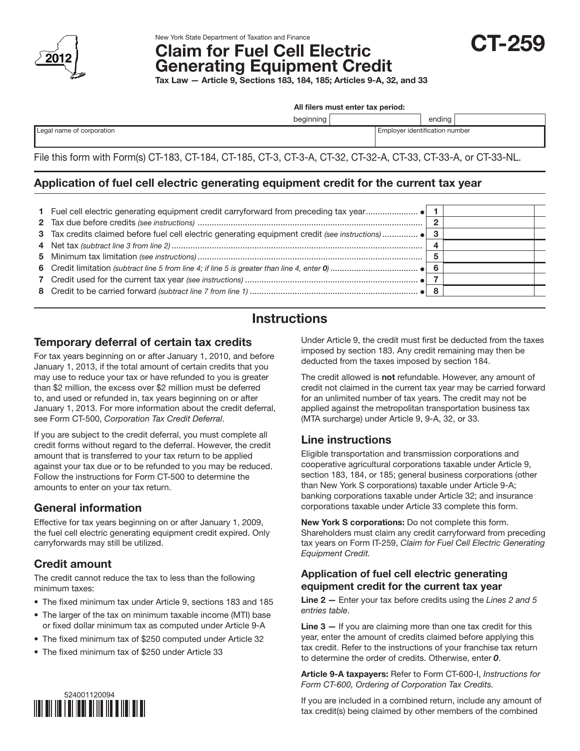New York State Department of Taxation and Finance

# Claim for Fuel Cell Electric Generating Equipment Credit

**CT-259**

2012

**Tax Law — Article 9, Sections 183, 184, 185; Articles 9-A, 32, and 33**

**All filers must enter tax period:**

| beginning | | ending | |
|---|---|---|---|

| Legal name of corporation | Employer identification number |
|---|---|
| | |

File this form with Form(s) CT-183, CT-184, CT-185, CT-3, CT-3-A, CT-32, CT-32-A, CT-33, CT-33-A, or CT-33-NL.

## Application of fuel cell electric generating equipment credit for the current tax year

| | | Line | Amount |
|---|---|---|---|
| 1 | Fuel cell electric generating equipment credit carryforward from preceding tax year ● | 1 | |
| 2 | Tax due before credits *(see instructions)* | 2 | |
| 3 | Tax credits claimed before fuel cell electric generating equipment credit *(see instructions)* ● | 3 | |
| 4 | Net tax *(subtract line 3 from line 2)* | 4 | |
| 5 | Minimum tax limitation *(see instructions)* | 5 | |
| 6 | Credit limitation *(subtract line 5 from line 4; if line 5 is greater than line 4, enter 0)* ● | 6 | |
| 7 | Credit used for the current tax year *(see instructions)* ● | 7 | |
| 8 | Credit to be carried forward *(subtract line 7 from line 1)* ● | 8 | |

# Instructions

## Temporary deferral of certain tax credits

For tax years beginning on or after January 1, 2010, and before January 1, 2013, if the total amount of certain credits that you may use to reduce your tax or have refunded to you is greater than $2 million, the excess over $2 million must be deferred to, and used or refunded in, tax years beginning on or after January 1, 2013. For more information about the credit deferral, see Form CT-500, *Corporation Tax Credit Deferral*.

If you are subject to the credit deferral, you must complete all credit forms without regard to the deferral. However, the credit amount that is transferred to your tax return to be applied against your tax due or to be refunded to you may be reduced. Follow the instructions for Form CT-500 to determine the amounts to enter on your tax return.

## General information

Effective for tax years beginning on or after January 1, 2009, the fuel cell electric generating equipment credit expired. Only carryforwards may still be utilized.

## Credit amount

The credit cannot reduce the tax to less than the following minimum taxes:

- The fixed minimum tax under Article 9, sections 183 and 185
- The larger of the tax on minimum taxable income (MTI) base or fixed dollar minimum tax as computed under Article 9-A
- The fixed minimum tax of $250 computed under Article 32
- The fixed minimum tax of $250 under Article 33

Under Article 9, the credit must first be deducted from the taxes imposed by section 183. Any credit remaining may then be deducted from the taxes imposed by section 184.

The credit allowed is **not** refundable. However, any amount of credit not claimed in the current tax year may be carried forward for an unlimited number of tax years. The credit may not be applied against the metropolitan transportation business tax (MTA surcharge) under Article 9, 9-A, 32, or 33.

## Line instructions

Eligible transportation and transmission corporations and cooperative agricultural corporations taxable under Article 9, section 183, 184, or 185; general business corporations (other than New York S corporations) taxable under Article 9-A; banking corporations taxable under Article 32; and insurance corporations taxable under Article 33 complete this form.

**New York S corporations:** Do not complete this form. Shareholders must claim any credit carryforward from preceding tax years on Form IT-259, *Claim for Fuel Cell Electric Generating Equipment Credit.*

### Application of fuel cell electric generating equipment credit for the current tax year

**Line 2 —** Enter your tax before credits using the *Lines 2 and 5 entries table*.

**Line 3 —** If you are claiming more than one tax credit for this year, enter the amount of credits claimed before applying this tax credit. Refer to the instructions of your franchise tax return to determine the order of credits. Otherwise, enter ***0***.

**Article 9-A taxpayers:** Refer to Form CT-600-I, *Instructions for Form CT-600, Ordering of Corporation Tax Credits.*

If you are included in a combined return, include any amount of tax credit(s) being claimed by other members of the combined

524001120094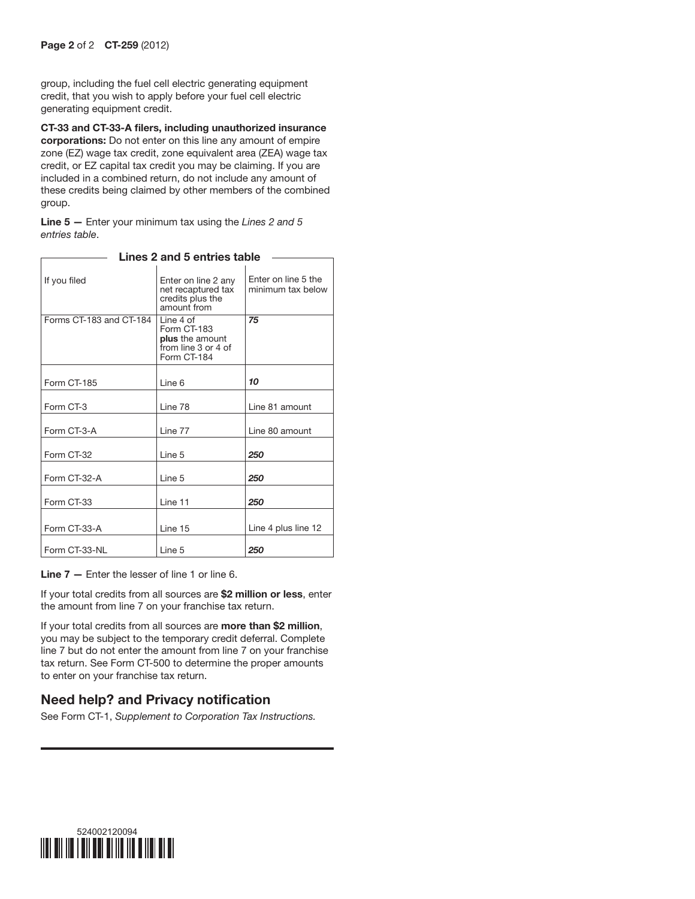group, including the fuel cell electric generating equipment credit, that you wish to apply before your fuel cell electric generating equipment credit.

**CT-33 and CT-33-A filers, including unauthorized insurance corporations:** Do not enter on this line any amount of empire zone (EZ) wage tax credit, zone equivalent area (ZEA) wage tax credit, or EZ capital tax credit you may be claiming. If you are included in a combined return, do not include any amount of these credits being claimed by other members of the combined group.

**Line 5 —** Enter your minimum tax using the *Lines 2 and 5 entries table*.

**Lines 2 and 5 entries table**

| If you filed | Enter on line 2 any net recaptured tax credits plus the amount from | Enter on line 5 the minimum tax below |
|---|---|---|
| Forms CT-183 and CT-184 | Line 4 of Form CT-183 **plus** the amount from line 3 or 4 of Form CT-184 | ***75*** |
| Form CT-185 | Line 6 | ***10*** |
| Form CT-3 | Line 78 | Line 81 amount |
| Form CT-3-A | Line 77 | Line 80 amount |
| Form CT-32 | Line 5 | ***250*** |
| Form CT-32-A | Line 5 | ***250*** |
| Form CT-33 | Line 11 | ***250*** |
| Form CT-33-A | Line 15 | Line 4 plus line 12 |
| Form CT-33-NL | Line 5 | ***250*** |

**Line 7 —** Enter the lesser of line 1 or line 6.

If your total credits from all sources are **$2 million or less**, enter the amount from line 7 on your franchise tax return.

If your total credits from all sources are **more than $2 million**, you may be subject to the temporary credit deferral. Complete line 7 but do not enter the amount from line 7 on your franchise tax return. See Form CT-500 to determine the proper amounts to enter on your franchise tax return.

## Need help? and Privacy notification

See Form CT-1, *Supplement to Corporation Tax Instructions.*

524002120094